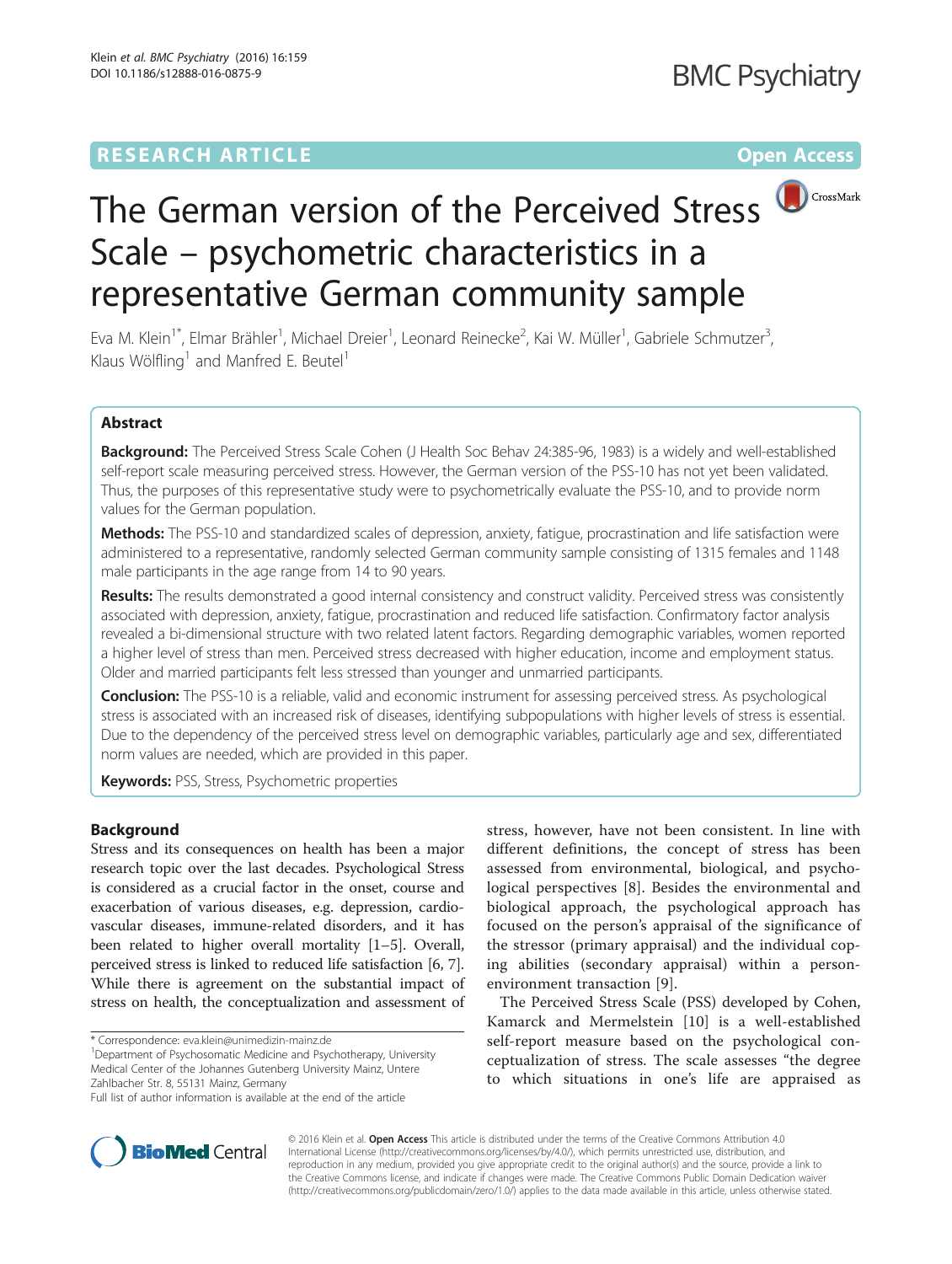# The German version of the Perceived Stress Scale – psychometric characteristics in a representative German community sample

Eva M. Klein[1*], Elmar Brähler[1], Michael Dreier[1], Leonard Reinecke[2], Kai W. Müller[1], Gabriele Schmutzer[3], Klaus Wölfling[1] and Manfred E. Beutel[1]

## Abstract

**Background:** The Perceived Stress Scale Cohen (J Health Soc Behav 24:385-96, 1983) is a widely and well-established self-report scale measuring perceived stress. However, the German version of the PSS-10 has not yet been validated. Thus, the purposes of this representative study were to psychometrically evaluate the PSS-10, and to provide norm values for the German population.

**Methods:** The PSS-10 and standardized scales of depression, anxiety, fatigue, procrastination and life satisfaction were administered to a representative, randomly selected German community sample consisting of 1315 females and 1148 male participants in the age range from 14 to 90 years.

**Results:** The results demonstrated a good internal consistency and construct validity. Perceived stress was consistently associated with depression, anxiety, fatigue, procrastination and reduced life satisfaction. Confirmatory factor analysis revealed a bi-dimensional structure with two related latent factors. Regarding demographic variables, women reported a higher level of stress than men. Perceived stress decreased with higher education, income and employment status. Older and married participants felt less stressed than younger and unmarried participants.

**Conclusion:** The PSS-10 is a reliable, valid and economic instrument for assessing perceived stress. As psychological stress is associated with an increased risk of diseases, identifying subpopulations with higher levels of stress is essential. Due to the dependency of the perceived stress level on demographic variables, particularly age and sex, differentiated norm values are needed, which are provided in this paper.

**Keywords:** PSS, Stress, Psychometric properties

## Background

Stress and its consequences on health has been a major research topic over the last decades. Psychological Stress is considered as a crucial factor in the onset, course and exacerbation of various diseases, e.g. depression, cardiovascular diseases, immune-related disorders, and it has been related to higher overall mortality [1–5]. Overall, perceived stress is linked to reduced life satisfaction [6, 7]. While there is agreement on the substantial impact of stress on health, the conceptualization and assessment of stress, however, have not been consistent. In line with different definitions, the concept of stress has been assessed from environmental, biological, and psychological perspectives [8]. Besides the environmental and biological approach, the psychological approach has focused on the person's appraisal of the significance of the stressor (primary appraisal) and the individual coping abilities (secondary appraisal) within a person-environment transaction [9].

The Perceived Stress Scale (PSS) developed by Cohen, Kamarck and Mermelstein [10] is a well-established self-report measure based on the psychological conceptualization of stress. The scale assesses "the degree to which situations in one's life are appraised as

\* Correspondence: eva.klein@unimedizin-mainz.de

[1]Department of Psychosomatic Medicine and Psychotherapy, University Medical Center of the Johannes Gutenberg University Mainz, Untere Zahlbacher Str. 8, 55131 Mainz, Germany

Full list of author information is available at the end of the article

© 2016 Klein et al. **Open Access** This article is distributed under the terms of the Creative Commons Attribution 4.0 International License (http://creativecommons.org/licenses/by/4.0/), which permits unrestricted use, distribution, and reproduction in any medium, provided you give appropriate credit to the original author(s) and the source, provide a link to the Creative Commons license, and indicate if changes were made. The Creative Commons Public Domain Dedication waiver (http://creativecommons.org/publicdomain/zero/1.0/) applies to the data made available in this article, unless otherwise stated.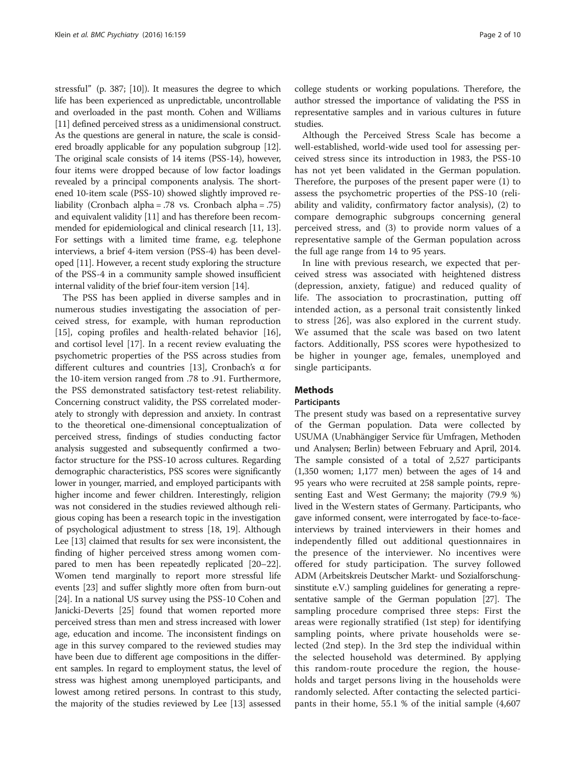stressful" (p. 387; [10]). It measures the degree to which life has been experienced as unpredictable, uncontrollable and overloaded in the past month. Cohen and Williams [11] defined perceived stress as a unidimensional construct. As the questions are general in nature, the scale is considered broadly applicable for any population subgroup [12]. The original scale consists of 14 items (PSS-14), however, four items were dropped because of low factor loadings revealed by a principal components analysis. The shortened 10-item scale (PSS-10) showed slightly improved reliability (Cronbach alpha = .78 vs. Cronbach alpha = .75) and equivalent validity [11] and has therefore been recommended for epidemiological and clinical research [11, 13]. For settings with a limited time frame, e.g. telephone interviews, a brief 4-item version (PSS-4) has been developed [11]. However, a recent study exploring the structure of the PSS-4 in a community sample showed insufficient internal validity of the brief four-item version [14].

The PSS has been applied in diverse samples and in numerous studies investigating the association of perceived stress, for example, with human reproduction [15], coping profiles and health-related behavior [16], and cortisol level [17]. In a recent review evaluating the psychometric properties of the PSS across studies from different cultures and countries [13], Cronbach's α for the 10-item version ranged from .78 to .91. Furthermore, the PSS demonstrated satisfactory test-retest reliability. Concerning construct validity, the PSS correlated moderately to strongly with depression and anxiety. In contrast to the theoretical one-dimensional conceptualization of perceived stress, findings of studies conducting factor analysis suggested and subsequently confirmed a two-factor structure for the PSS-10 across cultures. Regarding demographic characteristics, PSS scores were significantly lower in younger, married, and employed participants with higher income and fewer children. Interestingly, religion was not considered in the studies reviewed although religious coping has been a research topic in the investigation of psychological adjustment to stress [18, 19]. Although Lee [13] claimed that results for sex were inconsistent, the finding of higher perceived stress among women compared to men has been repeatedly replicated [20–22]. Women tend marginally to report more stressful life events [23] and suffer slightly more often from burn-out [24]. In a national US survey using the PSS-10 Cohen and Janicki-Deverts [25] found that women reported more perceived stress than men and stress increased with lower age, education and income. The inconsistent findings on age in this survey compared to the reviewed studies may have been due to different age compositions in the different samples. In regard to employment status, the level of stress was highest among unemployed participants, and lowest among retired persons. In contrast to this study, the majority of the studies reviewed by Lee [13] assessed college students or working populations. Therefore, the author stressed the importance of validating the PSS in representative samples and in various cultures in future studies.

Although the Perceived Stress Scale has become a well-established, world-wide used tool for assessing perceived stress since its introduction in 1983, the PSS-10 has not yet been validated in the German population. Therefore, the purposes of the present paper were (1) to assess the psychometric properties of the PSS-10 (reliability and validity, confirmatory factor analysis), (2) to compare demographic subgroups concerning general perceived stress, and (3) to provide norm values of a representative sample of the German population across the full age range from 14 to 95 years.

In line with previous research, we expected that perceived stress was associated with heightened distress (depression, anxiety, fatigue) and reduced quality of life. The association to procrastination, putting off intended action, as a personal trait consistently linked to stress [26], was also explored in the current study. We assumed that the scale was based on two latent factors. Additionally, PSS scores were hypothesized to be higher in younger age, females, unemployed and single participants.

## Methods

### Participants

The present study was based on a representative survey of the German population. Data were collected by USUMA (Unabhängiger Service für Umfragen, Methoden und Analysen; Berlin) between February and April, 2014. The sample consisted of a total of 2,527 participants (1,350 women; 1,177 men) between the ages of 14 and 95 years who were recruited at 258 sample points, representing East and West Germany; the majority (79.9 %) lived in the Western states of Germany. Participants, who gave informed consent, were interrogated by face-to-face-interviews by trained interviewers in their homes and independently filled out additional questionnaires in the presence of the interviewer. No incentives were offered for study participation. The survey followed ADM (Arbeitskreis Deutscher Markt- und Sozialforschungsinstitute e.V.) sampling guidelines for generating a representative sample of the German population [27]. The sampling procedure comprised three steps: First the areas were regionally stratified (1st step) for identifying sampling points, where private households were selected (2nd step). In the 3rd step the individual within the selected household was determined. By applying this random-route procedure the region, the households and target persons living in the households were randomly selected. After contacting the selected participants in their home, 55.1 % of the initial sample (4,607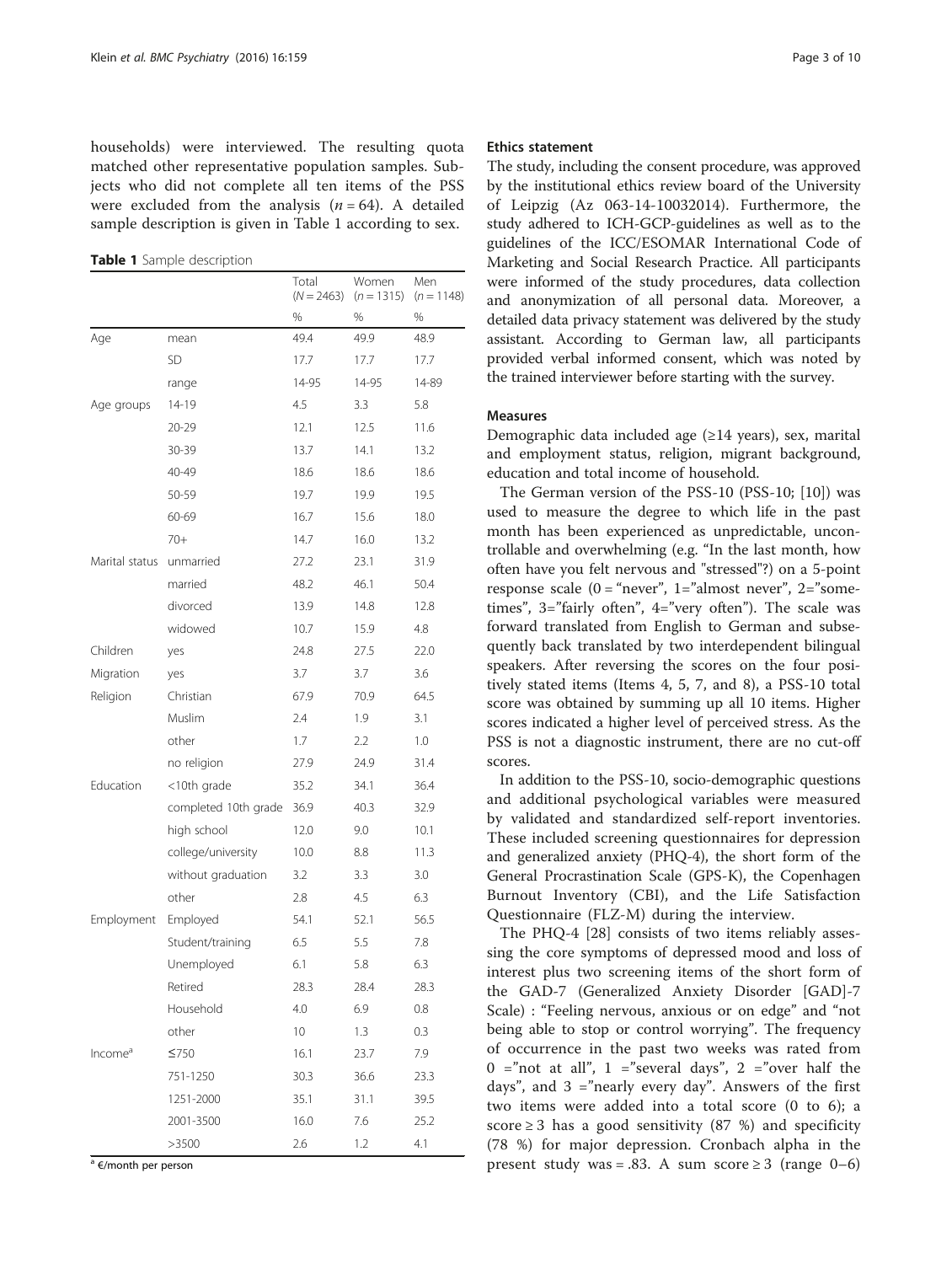households) were interviewed. The resulting quota matched other representative population samples. Subjects who did not complete all ten items of the PSS were excluded from the analysis ($n = 64$). A detailed sample description is given in Table 1 according to sex.

**Table 1** Sample description

| | | Total ($N = 2463$) | Women ($n = 1315$) | Men ($n = 1148$) |
|---|---|---|---|---|
| | | % | % | % |
| Age | mean | 49.4 | 49.9 | 48.9 |
| | SD | 17.7 | 17.7 | 17.7 |
| | range | 14-95 | 14-95 | 14-89 |
| Age groups | 14-19 | 4.5 | 3.3 | 5.8 |
| | 20-29 | 12.1 | 12.5 | 11.6 |
| | 30-39 | 13.7 | 14.1 | 13.2 |
| | 40-49 | 18.6 | 18.6 | 18.6 |
| | 50-59 | 19.7 | 19.9 | 19.5 |
| | 60-69 | 16.7 | 15.6 | 18.0 |
| | 70+ | 14.7 | 16.0 | 13.2 |
| Marital status | unmarried | 27.2 | 23.1 | 31.9 |
| | married | 48.2 | 46.1 | 50.4 |
| | divorced | 13.9 | 14.8 | 12.8 |
| | widowed | 10.7 | 15.9 | 4.8 |
| Children | yes | 24.8 | 27.5 | 22.0 |
| Migration | yes | 3.7 | 3.7 | 3.6 |
| Religion | Christian | 67.9 | 70.9 | 64.5 |
| | Muslim | 2.4 | 1.9 | 3.1 |
| | other | 1.7 | 2.2 | 1.0 |
| | no religion | 27.9 | 24.9 | 31.4 |
| Education | <10th grade | 35.2 | 34.1 | 36.4 |
| | completed 10th grade | 36.9 | 40.3 | 32.9 |
| | high school | 12.0 | 9.0 | 10.1 |
| | college/university | 10.0 | 8.8 | 11.3 |
| | without graduation | 3.2 | 3.3 | 3.0 |
| | other | 2.8 | 4.5 | 6.3 |
| Employment | Employed | 54.1 | 52.1 | 56.5 |
| | Student/training | 6.5 | 5.5 | 7.8 |
| | Unemployed | 6.1 | 5.8 | 6.3 |
| | Retired | 28.3 | 28.4 | 28.3 |
| | Household | 4.0 | 6.9 | 0.8 |
| | other | 10 | 1.3 | 0.3 |
| Income[a] | ≤750 | 16.1 | 23.7 | 7.9 |
| | 751-1250 | 30.3 | 36.6 | 23.3 |
| | 1251-2000 | 35.1 | 31.1 | 39.5 |
| | 2001-3500 | 16.0 | 7.6 | 25.2 |
| | >3500 | 2.6 | 1.2 | 4.1 |

[a] €/month per person

### Ethics statement

The study, including the consent procedure, was approved by the institutional ethics review board of the University of Leipzig (Az 063-14-10032014). Furthermore, the study adhered to ICH-GCP-guidelines as well as to the guidelines of the ICC/ESOMAR International Code of Marketing and Social Research Practice. All participants were informed of the study procedures, data collection and anonymization of all personal data. Moreover, a detailed data privacy statement was delivered by the study assistant. According to German law, all participants provided verbal informed consent, which was noted by the trained interviewer before starting with the survey.

### Measures

Demographic data included age (≥14 years), sex, marital and employment status, religion, migrant background, education and total income of household.

The German version of the PSS-10 (PSS-10; [10]) was used to measure the degree to which life in the past month has been experienced as unpredictable, uncontrollable and overwhelming (e.g. "In the last month, how often have you felt nervous and "stressed"?) on a 5-point response scale (0 = "never", 1="almost never", 2="sometimes", 3="fairly often", 4="very often"). The scale was forward translated from English to German and subsequently back translated by two interdependent bilingual speakers. After reversing the scores on the four positively stated items (Items 4, 5, 7, and 8), a PSS-10 total score was obtained by summing up all 10 items. Higher scores indicated a higher level of perceived stress. As the PSS is not a diagnostic instrument, there are no cut-off scores.

In addition to the PSS-10, socio-demographic questions and additional psychological variables were measured by validated and standardized self-report inventories. These included screening questionnaires for depression and generalized anxiety (PHQ-4), the short form of the General Procrastination Scale (GPS-K), the Copenhagen Burnout Inventory (CBI), and the Life Satisfaction Questionnaire (FLZ-M) during the interview.

The PHQ-4 [28] consists of two items reliably assessing the core symptoms of depressed mood and loss of interest plus two screening items of the short form of the GAD-7 (Generalized Anxiety Disorder [GAD]-7 Scale) : "Feeling nervous, anxious or on edge" and "not being able to stop or control worrying". The frequency of occurrence in the past two weeks was rated from 0 ="not at all", 1 ="several days", 2 ="over half the days", and 3 ="nearly every day". Answers of the first two items were added into a total score (0 to 6); a score ≥ 3 has a good sensitivity (87 %) and specificity (78 %) for major depression. Cronbach alpha in the present study was = .83. A sum score ≥ 3 (range 0–6)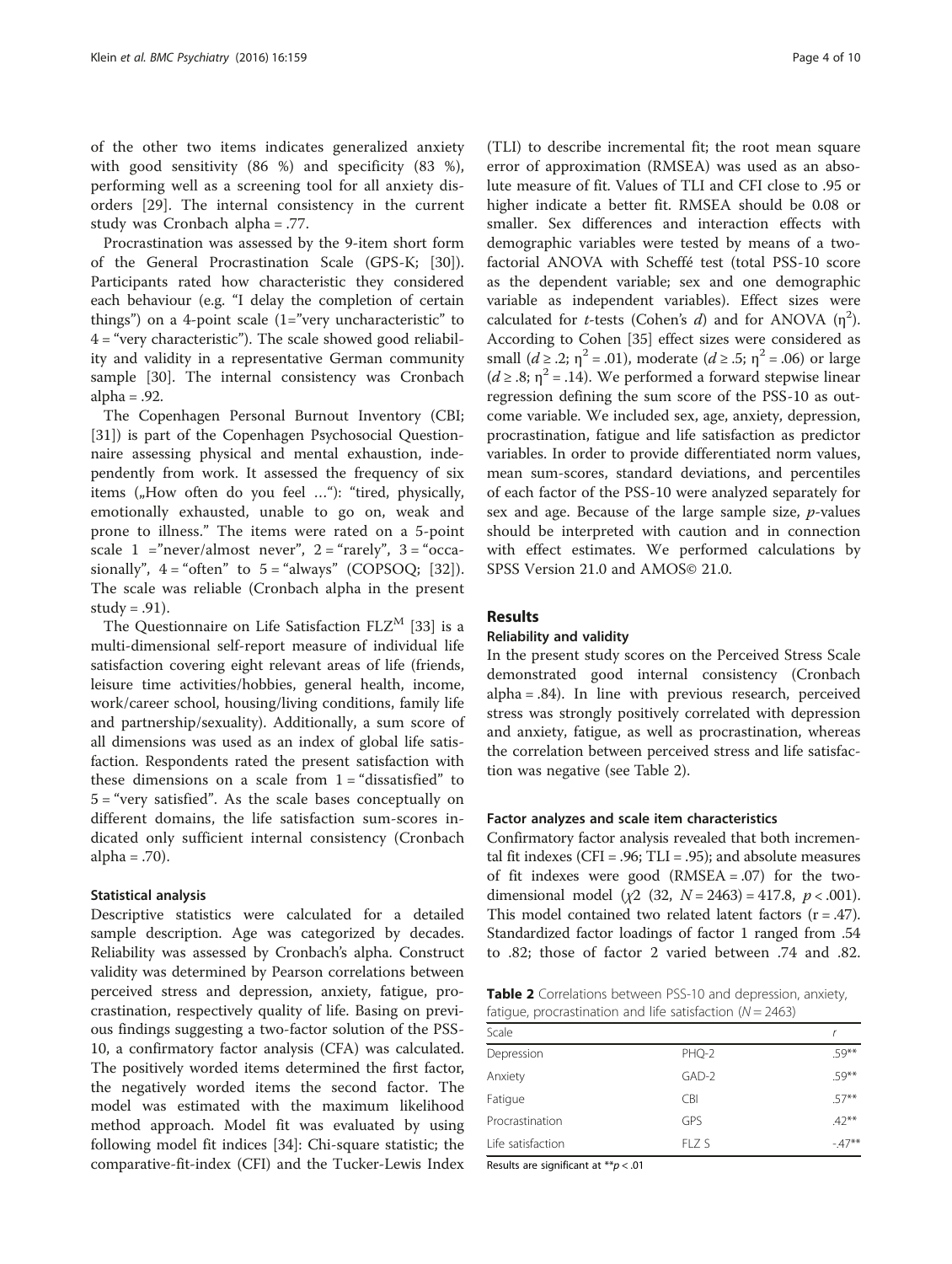of the other two items indicates generalized anxiety with good sensitivity (86 %) and specificity (83 %), performing well as a screening tool for all anxiety disorders [29]. The internal consistency in the current study was Cronbach alpha = .77.

Procrastination was assessed by the 9-item short form of the General Procrastination Scale (GPS-K; [30]). Participants rated how characteristic they considered each behaviour (e.g. "I delay the completion of certain things") on a 4-point scale (1="very uncharacteristic" to 4 = "very characteristic"). The scale showed good reliability and validity in a representative German community sample [30]. The internal consistency was Cronbach alpha = .92.

The Copenhagen Personal Burnout Inventory (CBI; [31]) is part of the Copenhagen Psychosocial Questionnaire assessing physical and mental exhaustion, independently from work. It assessed the frequency of six items („How often do you feel …"): "tired, physically, emotionally exhausted, unable to go on, weak and prone to illness." The items were rated on a 5-point scale 1 ="never/almost never", 2 = "rarely", 3 = "occasionally", 4 = "often" to 5 = "always" (COPSOQ; [32]). The scale was reliable (Cronbach alpha in the present study = .91).

The Questionnaire on Life Satisfaction FLZ[M] [33] is a multi-dimensional self-report measure of individual life satisfaction covering eight relevant areas of life (friends, leisure time activities/hobbies, general health, income, work/career school, housing/living conditions, family life and partnership/sexuality). Additionally, a sum score of all dimensions was used as an index of global life satisfaction. Respondents rated the present satisfaction with these dimensions on a scale from 1 = "dissatisfied" to 5 = "very satisfied". As the scale bases conceptually on different domains, the life satisfaction sum-scores indicated only sufficient internal consistency (Cronbach alpha = .70).

### Statistical analysis

Descriptive statistics were calculated for a detailed sample description. Age was categorized by decades. Reliability was assessed by Cronbach's alpha. Construct validity was determined by Pearson correlations between perceived stress and depression, anxiety, fatigue, procrastination, respectively quality of life. Basing on previous findings suggesting a two-factor solution of the PSS-10, a confirmatory factor analysis (CFA) was calculated. The positively worded items determined the first factor, the negatively worded items the second factor. The model was estimated with the maximum likelihood method approach. Model fit was evaluated by using following model fit indices [34]: Chi-square statistic; the comparative-fit-index (CFI) and the Tucker-Lewis Index (TLI) to describe incremental fit; the root mean square error of approximation (RMSEA) was used as an absolute measure of fit. Values of TLI and CFI close to .95 or higher indicate a better fit. RMSEA should be 0.08 or smaller. Sex differences and interaction effects with demographic variables were tested by means of a two-factorial ANOVA with Scheffé test (total PSS-10 score as the dependent variable; sex and one demographic variable as independent variables). Effect sizes were calculated for *t*-tests (Cohen's *d*) and for ANOVA ($\eta^2$). According to Cohen [35] effect sizes were considered as small ($d \geq .2$; $\eta^2 = .01$), moderate ($d \geq .5$; $\eta^2 = .06$) or large ($d \geq .8$; $\eta^2 = .14$). We performed a forward stepwise linear regression defining the sum score of the PSS-10 as outcome variable. We included sex, age, anxiety, depression, procrastination, fatigue and life satisfaction as predictor variables. In order to provide differentiated norm values, mean sum-scores, standard deviations, and percentiles of each factor of the PSS-10 were analyzed separately for sex and age. Because of the large sample size, *p*-values should be interpreted with caution and in connection with effect estimates. We performed calculations by SPSS Version 21.0 and AMOS© 21.0.

## Results

### Reliability and validity

In the present study scores on the Perceived Stress Scale demonstrated good internal consistency (Cronbach alpha = .84). In line with previous research, perceived stress was strongly positively correlated with depression and anxiety, fatigue, as well as procrastination, whereas the correlation between perceived stress and life satisfaction was negative (see Table 2).

### Factor analyzes and scale item characteristics

Confirmatory factor analysis revealed that both incremental fit indexes (CFI = .96; TLI = .95); and absolute measures of fit indexes were good (RMSEA = .07) for the two-dimensional model ($\chi 2$ (32, $N = 2463$) = 417.8, $p < .001$). This model contained two related latent factors (r = .47). Standardized factor loadings of factor 1 ranged from .54 to .82; those of factor 2 varied between .74 and .82.

**Table 2** Correlations between PSS-10 and depression, anxiety, fatigue, procrastination and life satisfaction ($N = 2463$)

| Scale | | *r* |
|---|---|---|
| Depression | PHQ-2 | .59** |
| Anxiety | GAD-2 | .59** |
| Fatigue | CBI | .57** |
| Procrastination | GPS | .42** |
| Life satisfaction | FLZ S | -.47** |

Results are significant at $^{**}p < .01$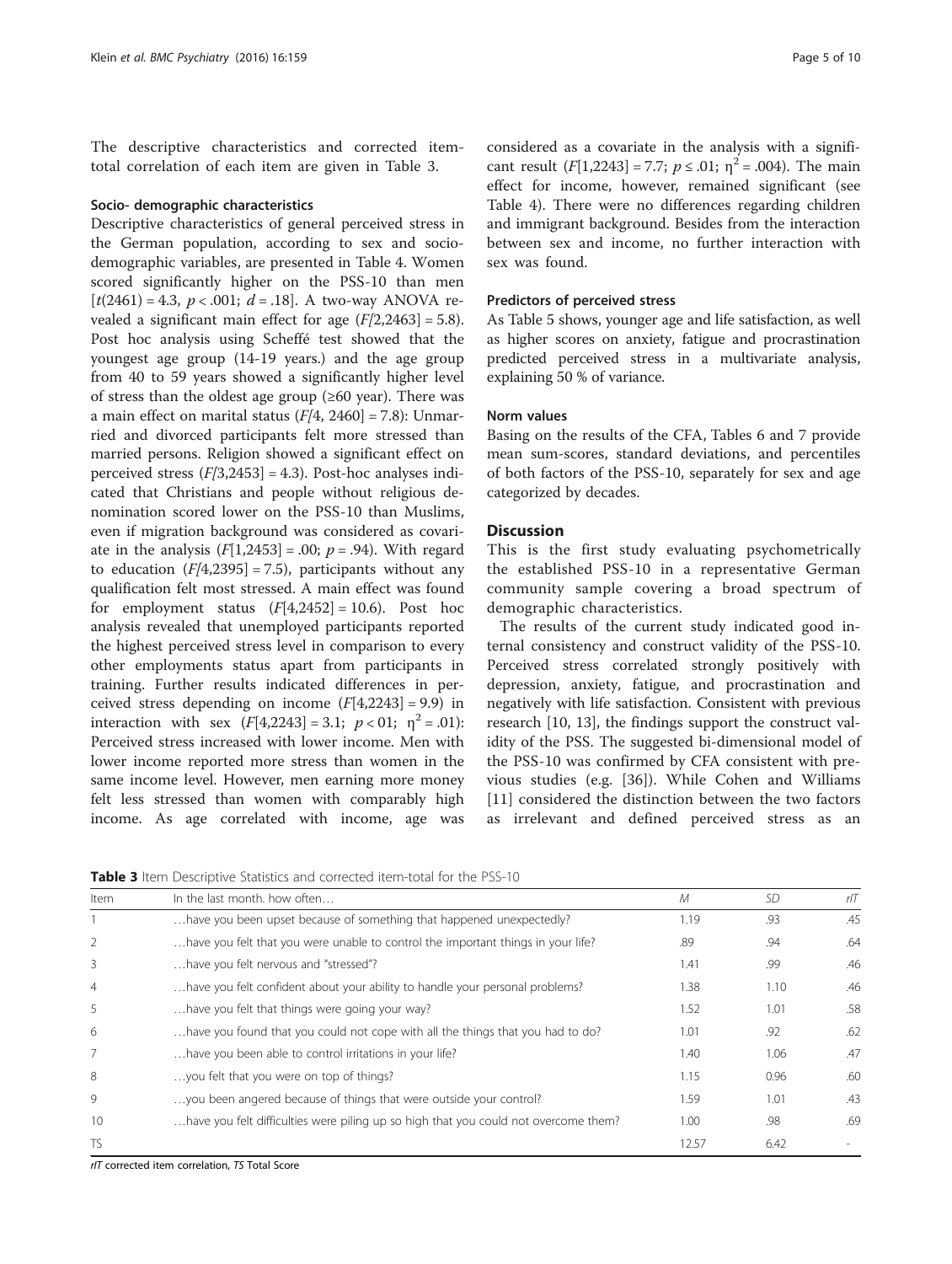The descriptive characteristics and corrected item-total correlation of each item are given in Table 3.

### Socio- demographic characteristics

Descriptive characteristics of general perceived stress in the German population, according to sex and socio-demographic variables, are presented in Table 4. Women scored significantly higher on the PSS-10 than men [$t(2461) = 4.3$, $p < .001$; $d = .18$]. A two-way ANOVA revealed a significant main effect for age ($F[2,2463] = 5.8$). Post hoc analysis using Scheffé test showed that the youngest age group (14-19 years.) and the age group from 40 to 59 years showed a significantly higher level of stress than the oldest age group (≥60 year). There was a main effect on marital status ($F[4, 2460] = 7.8$): Unmarried and divorced participants felt more stressed than married persons. Religion showed a significant effect on perceived stress ($F[3,2453] = 4.3$). Post-hoc analyses indicated that Christians and people without religious denomination scored lower on the PSS-10 than Muslims, even if migration background was considered as covariate in the analysis ($F[1,2453] = .00$; $p = .94$). With regard to education ($F[4,2395] = 7.5$), participants without any qualification felt most stressed. A main effect was found for employment status ($F[4,2452] = 10.6$). Post hoc analysis revealed that unemployed participants reported the highest perceived stress level in comparison to every other employments status apart from participants in training. Further results indicated differences in perceived stress depending on income ($F[4,2243] = 9.9$) in interaction with sex ($F[4,2243] = 3.1$; $p < 01$; $\eta^2 = .01$): Perceived stress increased with lower income. Men with lower income reported more stress than women in the same income level. However, men earning more money felt less stressed than women with comparably high income. As age correlated with income, age was considered as a covariate in the analysis with a significant result ($F[1,2243] = 7.7$; $p \leq .01$; $\eta^2 = .004$). The main effect for income, however, remained significant (see Table 4). There were no differences regarding children and immigrant background. Besides from the interaction between sex and income, no further interaction with sex was found.

### Predictors of perceived stress

As Table 5 shows, younger age and life satisfaction, as well as higher scores on anxiety, fatigue and procrastination predicted perceived stress in a multivariate analysis, explaining 50 % of variance.

### Norm values

Basing on the results of the CFA, Tables 6 and 7 provide mean sum-scores, standard deviations, and percentiles of both factors of the PSS-10, separately for sex and age categorized by decades.

## Discussion

This is the first study evaluating psychometrically the established PSS-10 in a representative German community sample covering a broad spectrum of demographic characteristics.

The results of the current study indicated good internal consistency and construct validity of the PSS-10. Perceived stress correlated strongly positively with depression, anxiety, fatigue, and procrastination and negatively with life satisfaction. Consistent with previous research [10, 13], the findings support the construct validity of the PSS. The suggested bi-dimensional model of the PSS-10 was confirmed by CFA consistent with previous studies (e.g. [36]). While Cohen and Williams [11] considered the distinction between the two factors as irrelevant and defined perceived stress as an

**Table 3** Item Descriptive Statistics and corrected item-total for the PSS-10

| Item | In the last month. how often… | *M* | *SD* | *rIT* |
|---|---|---|---|---|
| 1 | …have you been upset because of something that happened unexpectedly? | 1.19 | .93 | .45 |
| 2 | …have you felt that you were unable to control the important things in your life? | .89 | .94 | .64 |
| 3 | …have you felt nervous and "stressed"? | 1.41 | .99 | .46 |
| 4 | …have you felt confident about your ability to handle your personal problems? | 1.38 | 1.10 | .46 |
| 5 | …have you felt that things were going your way? | 1.52 | 1.01 | .58 |
| 6 | …have you found that you could not cope with all the things that you had to do? | 1.01 | .92 | .62 |
| 7 | …have you been able to control irritations in your life? | 1.40 | 1.06 | .47 |
| 8 | …you felt that you were on top of things? | 1.15 | 0.96 | .60 |
| 9 | …you been angered because of things that were outside your control? | 1.59 | 1.01 | .43 |
| 10 | …have you felt difficulties were piling up so high that you could not overcome them? | 1.00 | .98 | .69 |
| TS | | 12.57 | 6.42 | - |

*rIT* corrected item correlation, *TS* Total Score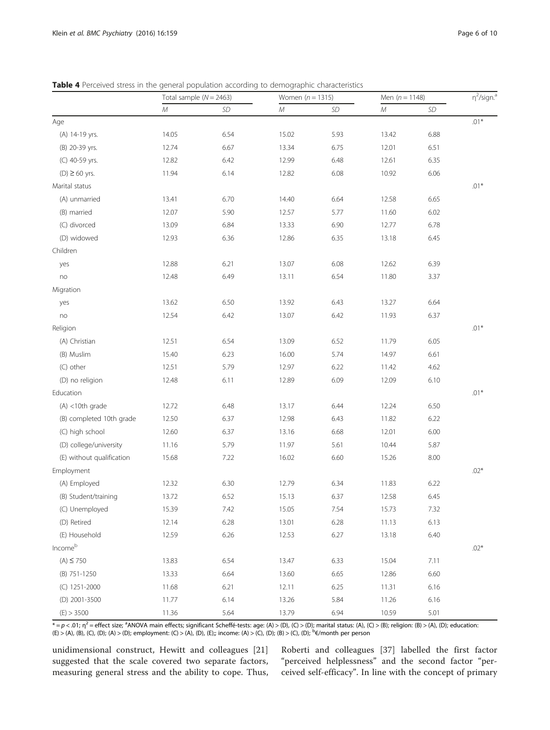**Table 4** Perceived stress in the general population according to demographic characteristics

| | Total sample ($N = 2463$) | | Women ($n = 1315$) | | Men ($n = 1148$) | | $\eta^2$/sign.[a] |
|---|---|---|---|---|---|---|---|
| | *M* | *SD* | *M* | *SD* | *M* | *SD* | |
| Age | | | | | | | .01* |
| (A) 14-19 yrs. | 14.05 | 6.54 | 15.02 | 5.93 | 13.42 | 6.88 | |
| (B) 20-39 yrs. | 12.74 | 6.67 | 13.34 | 6.75 | 12.01 | 6.51 | |
| (C) 40-59 yrs. | 12.82 | 6.42 | 12.99 | 6.48 | 12.61 | 6.35 | |
| (D) ≥ 60 yrs. | 11.94 | 6.14 | 12.82 | 6.08 | 10.92 | 6.06 | |
| Marital status | | | | | | | .01* |
| (A) unmarried | 13.41 | 6.70 | 14.40 | 6.64 | 12.58 | 6.65 | |
| (B) married | 12.07 | 5.90 | 12.57 | 5.77 | 11.60 | 6.02 | |
| (C) divorced | 13.09 | 6.84 | 13.33 | 6.90 | 12.77 | 6.78 | |
| (D) widowed | 12.93 | 6.36 | 12.86 | 6.35 | 13.18 | 6.45 | |
| Children | | | | | | | |
| yes | 12.88 | 6.21 | 13.07 | 6.08 | 12.62 | 6.39 | |
| no | 12.48 | 6.49 | 13.11 | 6.54 | 11.80 | 3.37 | |
| Migration | | | | | | | |
| yes | 13.62 | 6.50 | 13.92 | 6.43 | 13.27 | 6.64 | |
| no | 12.54 | 6.42 | 13.07 | 6.42 | 11.93 | 6.37 | |
| Religion | | | | | | | .01* |
| (A) Christian | 12.51 | 6.54 | 13.09 | 6.52 | 11.79 | 6.05 | |
| (B) Muslim | 15.40 | 6.23 | 16.00 | 5.74 | 14.97 | 6.61 | |
| (C) other | 12.51 | 5.79 | 12.97 | 6.22 | 11.42 | 4.62 | |
| (D) no religion | 12.48 | 6.11 | 12.89 | 6.09 | 12.09 | 6.10 | |
| Education | | | | | | | .01* |
| (A) <10th grade | 12.72 | 6.48 | 13.17 | 6.44 | 12.24 | 6.50 | |
| (B) completed 10th grade | 12.50 | 6.37 | 12.98 | 6.43 | 11.82 | 6.22 | |
| (C) high school | 12.60 | 6.37 | 13.16 | 6.68 | 12.01 | 6.00 | |
| (D) college/university | 11.16 | 5.79 | 11.97 | 5.61 | 10.44 | 5.87 | |
| (E) without qualification | 15.68 | 7.22 | 16.02 | 6.60 | 15.26 | 8.00 | |
| Employment | | | | | | | .02* |
| (A) Employed | 12.32 | 6.30 | 12.79 | 6.34 | 11.83 | 6.22 | |
| (B) Student/training | 13.72 | 6.52 | 15.13 | 6.37 | 12.58 | 6.45 | |
| (C) Unemployed | 15.39 | 7.42 | 15.05 | 7.54 | 15.73 | 7.32 | |
| (D) Retired | 12.14 | 6.28 | 13.01 | 6.28 | 11.13 | 6.13 | |
| (E) Household | 12.59 | 6.26 | 12.53 | 6.27 | 13.18 | 6.40 | |
| Income[b] | | | | | | | .02* |
| (A) ≤ 750 | 13.83 | 6.54 | 13.47 | 6.33 | 15.04 | 7.11 | |
| (B) 751-1250 | 13.33 | 6.64 | 13.60 | 6.65 | 12.86 | 6.60 | |
| (C) 1251-2000 | 11.68 | 6.21 | 12.11 | 6.25 | 11.31 | 6.16 | |
| (D) 2001-3500 | 11.77 | 6.14 | 13.26 | 5.84 | 11.26 | 6.16 | |
| (E) > 3500 | 11.36 | 5.64 | 13.79 | 6.94 | 10.59 | 5.01 | |

* = $p < .01$; $\eta^2$ = effect size; [a]ANOVA main effects; significant Scheffé-tests: age: (A) > (D), (C) > (D); marital status: (A), (C) > (B); religion: (B) > (A), (D); education: (E) > (A), (B), (C), (D); (A) > (D); employment: (C) > (A), (D), (E);; income: (A) > (C), (D); (B) > (C), (D); [b]€/month per person

unidimensional construct, Hewitt and colleagues [21] suggested that the scale covered two separate factors, measuring general stress and the ability to cope. Thus, Roberti and colleagues [37] labelled the first factor "perceived helplessness" and the second factor "perceived self-efficacy". In line with the concept of primary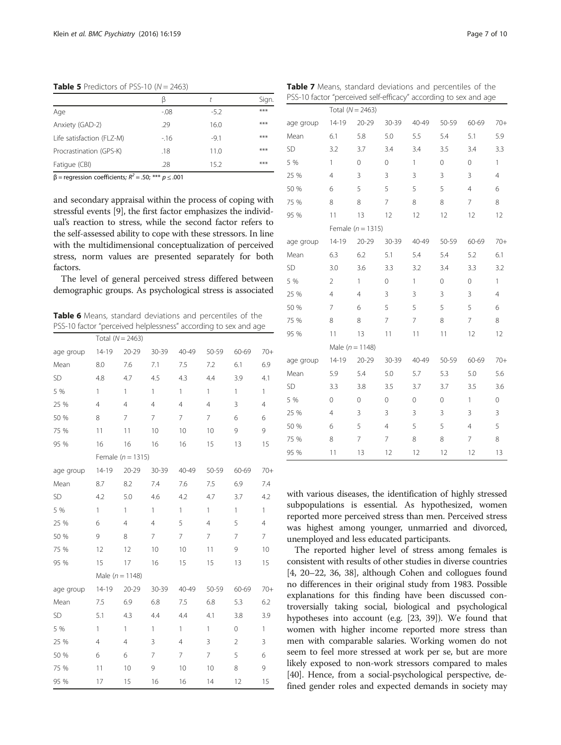**Table 5** Predictors of PSS-10 ($N = 2463$)

| | β | *t* | Sign. |
|---|---|---|---|
| Age | -.08 | -5.2 | *** |
| Anxiety (GAD-2) | .29 | 16.0 | *** |
| Life satisfaction (FLZ-M) | -.16 | -9.1 | *** |
| Procrastination (GPS-K) | .18 | 11.0 | *** |
| Fatigue (CBI) | .28 | 15.2 | *** |

β = regression coefficients; $R^2 = .50$; *** $p \leq .001$

and secondary appraisal within the process of coping with stressful events [9], the first factor emphasizes the individual's reaction to stress, while the second factor refers to the self-assessed ability to cope with these stressors. In line with the multidimensional conceptualization of perceived stress, norm values are presented separately for both factors.

The level of general perceived stress differed between demographic groups. As psychological stress is associated

**Table 6** Means, standard deviations and percentiles of the PSS-10 factor "perceived helplessness" according to sex and age

| | Total ($N = 2463$) | | | | | | |
|---|---|---|---|---|---|---|---|
| age group | 14-19 | 20-29 | 30-39 | 40-49 | 50-59 | 60-69 | 70+ |
| Mean | 8.0 | 7.6 | 7.1 | 7.5 | 7.2 | 6.1 | 6.9 |
| SD | 4.8 | 4.7 | 4.5 | 4.3 | 4.4 | 3.9 | 4.1 |
| 5 % | 1 | 1 | 1 | 1 | 1 | 1 | 1 |
| 25 % | 4 | 4 | 4 | 4 | 4 | 3 | 4 |
| 50 % | 8 | 7 | 7 | 7 | 7 | 6 | 6 |
| 75 % | 11 | 11 | 10 | 10 | 10 | 9 | 9 |
| 95 % | 16 | 16 | 16 | 16 | 15 | 13 | 15 |
| | Female ($n = 1315$) | | | | | | |
| age group | 14-19 | 20-29 | 30-39 | 40-49 | 50-59 | 60-69 | 70+ |
| Mean | 8.7 | 8.2 | 7.4 | 7.6 | 7.5 | 6.9 | 7.4 |
| SD | 4.2 | 5.0 | 4.6 | 4.2 | 4.7 | 3.7 | 4.2 |
| 5 % | 1 | 1 | 1 | 1 | 1 | 1 | 1 |
| 25 % | 6 | 4 | 4 | 5 | 4 | 5 | 4 |
| 50 % | 9 | 8 | 7 | 7 | 7 | 7 | 7 |
| 75 % | 12 | 12 | 10 | 10 | 11 | 9 | 10 |
| 95 % | 15 | 17 | 16 | 15 | 15 | 13 | 15 |
| | Male ($n = 1148$) | | | | | | |
| age group | 14-19 | 20-29 | 30-39 | 40-49 | 50-59 | 60-69 | 70+ |
| Mean | 7.5 | 6.9 | 6.8 | 7.5 | 6.8 | 5.3 | 6.2 |
| SD | 5.1 | 4.3 | 4.4 | 4.4 | 4.1 | 3.8 | 3.9 |
| 5 % | 1 | 1 | 1 | 1 | 1 | 0 | 1 |
| 25 % | 4 | 4 | 3 | 4 | 3 | 2 | 3 |
| 50 % | 6 | 6 | 7 | 7 | 7 | 5 | 6 |
| 75 % | 11 | 10 | 9 | 10 | 10 | 8 | 9 |
| 95 % | 17 | 15 | 16 | 16 | 14 | 12 | 15 |

**Table 7** Means, standard deviations and percentiles of the PSS-10 factor "perceived self-efficacy" according to sex and age

| | Total ($N = 2463$) | | | | | | |
|---|---|---|---|---|---|---|---|
| age group | 14-19 | 20-29 | 30-39 | 40-49 | 50-59 | 60-69 | 70+ |
| Mean | 6.1 | 5.8 | 5.0 | 5.5 | 5.4 | 5.1 | 5.9 |
| SD | 3.2 | 3.7 | 3.4 | 3.4 | 3.5 | 3.4 | 3.3 |
| 5 % | 1 | 0 | 0 | 1 | 0 | 0 | 1 |
| 25 % | 4 | 3 | 3 | 3 | 3 | 3 | 4 |
| 50 % | 6 | 5 | 5 | 5 | 5 | 4 | 6 |
| 75 % | 8 | 8 | 7 | 8 | 8 | 7 | 8 |
| 95 % | 11 | 13 | 12 | 12 | 12 | 12 | 12 |
| | Female ($n = 1315$) | | | | | | |
| age group | 14-19 | 20-29 | 30-39 | 40-49 | 50-59 | 60-69 | 70+ |
| Mean | 6.3 | 6.2 | 5.1 | 5.4 | 5.4 | 5.2 | 6.1 |
| SD | 3.0 | 3.6 | 3.3 | 3.2 | 3.4 | 3.3 | 3.2 |
| 5 % | 2 | 1 | 0 | 1 | 0 | 0 | 1 |
| 25 % | 4 | 4 | 3 | 3 | 3 | 3 | 4 |
| 50 % | 7 | 6 | 5 | 5 | 5 | 5 | 6 |
| 75 % | 8 | 8 | 7 | 7 | 8 | 7 | 8 |
| 95 % | 11 | 13 | 11 | 11 | 11 | 12 | 12 |
| | Male ($n = 1148$) | | | | | | |
| age group | 14-19 | 20-29 | 30-39 | 40-49 | 50-59 | 60-69 | 70+ |
| Mean | 5.9 | 5.4 | 5.0 | 5.7 | 5.3 | 5.0 | 5.6 |
| SD | 3.3 | 3.8 | 3.5 | 3.7 | 3.7 | 3.5 | 3.6 |
| 5 % | 0 | 0 | 0 | 0 | 0 | 1 | 0 |
| 25 % | 4 | 3 | 3 | 3 | 3 | 3 | 3 |
| 50 % | 6 | 5 | 4 | 5 | 5 | 4 | 5 |
| 75 % | 8 | 7 | 7 | 8 | 8 | 7 | 8 |
| 95 % | 11 | 13 | 12 | 12 | 12 | 12 | 13 |

with various diseases, the identification of highly stressed subpopulations is essential. As hypothesized, women reported more perceived stress than men. Perceived stress was highest among younger, unmarried and divorced, unemployed and less educated participants.

The reported higher level of stress among females is consistent with results of other studies in diverse countries [4, 20–22, 36, 38], although Cohen and collogues found no differences in their original study from 1983. Possible explanations for this finding have been discussed controversially taking social, biological and psychological hypotheses into account (e.g. [23, 39]). We found that women with higher income reported more stress than men with comparable salaries. Working women do not seem to feel more stressed at work per se, but are more likely exposed to non-work stressors compared to males [40]. Hence, from a social-psychological perspective, defined gender roles and expected demands in society may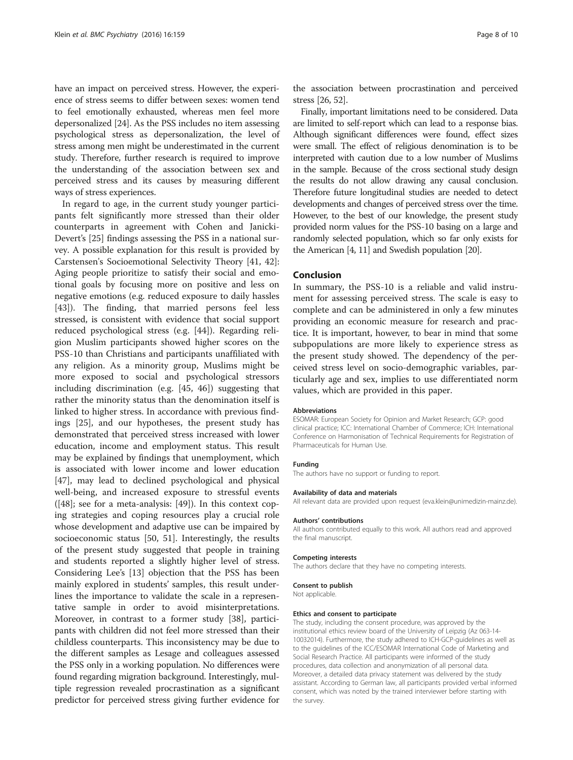have an impact on perceived stress. However, the experience of stress seems to differ between sexes: women tend to feel emotionally exhausted, whereas men feel more depersonalized [24]. As the PSS includes no item assessing psychological stress as depersonalization, the level of stress among men might be underestimated in the current study. Therefore, further research is required to improve the understanding of the association between sex and perceived stress and its causes by measuring different ways of stress experiences.

In regard to age, in the current study younger participants felt significantly more stressed than their older counterparts in agreement with Cohen and Janicki-Devert's [25] findings assessing the PSS in a national survey. A possible explanation for this result is provided by Carstensen's Socioemotional Selectivity Theory [41, 42]: Aging people prioritize to satisfy their social and emotional goals by focusing more on positive and less on negative emotions (e.g. reduced exposure to daily hassles [43]). The finding, that married persons feel less stressed, is consistent with evidence that social support reduced psychological stress (e.g. [44]). Regarding religion Muslim participants showed higher scores on the PSS-10 than Christians and participants unaffiliated with any religion. As a minority group, Muslims might be more exposed to social and psychological stressors including discrimination (e.g. [45, 46]) suggesting that rather the minority status than the denomination itself is linked to higher stress. In accordance with previous findings [25], and our hypotheses, the present study has demonstrated that perceived stress increased with lower education, income and employment status. This result may be explained by findings that unemployment, which is associated with lower income and lower education [47], may lead to declined psychological and physical well-being, and increased exposure to stressful events ([48]; see for a meta-analysis: [49]). In this context coping strategies and coping resources play a crucial role whose development and adaptive use can be impaired by socioeconomic status [50, 51]. Interestingly, the results of the present study suggested that people in training and students reported a slightly higher level of stress. Considering Lee's [13] objection that the PSS has been mainly explored in students' samples, this result underlines the importance to validate the scale in a representative sample in order to avoid misinterpretations. Moreover, in contrast to a former study [38], participants with children did not feel more stressed than their childless counterparts. This inconsistency may be due to the different samples as Lesage and colleagues assessed the PSS only in a working population. No differences were found regarding migration background. Interestingly, multiple regression revealed procrastination as a significant predictor for perceived stress giving further evidence for the association between procrastination and perceived stress [26, 52].

Finally, important limitations need to be considered. Data are limited to self-report which can lead to a response bias. Although significant differences were found, effect sizes were small. The effect of religious denomination is to be interpreted with caution due to a low number of Muslims in the sample. Because of the cross sectional study design the results do not allow drawing any causal conclusion. Therefore future longitudinal studies are needed to detect developments and changes of perceived stress over the time. However, to the best of our knowledge, the present study provided norm values for the PSS-10 basing on a large and randomly selected population, which so far only exists for the American [4, 11] and Swedish population [20].

## Conclusion

In summary, the PSS-10 is a reliable and valid instrument for assessing perceived stress. The scale is easy to complete and can be administered in only a few minutes providing an economic measure for research and practice. It is important, however, to bear in mind that some subpopulations are more likely to experience stress as the present study showed. The dependency of the perceived stress level on socio-demographic variables, particularly age and sex, implies to use differentiated norm values, which are provided in this paper.

#### Abbreviations

ESOMAR: European Society for Opinion and Market Research; GCP: good clinical practice; ICC: International Chamber of Commerce; ICH: International Conference on Harmonisation of Technical Requirements for Registration of Pharmaceuticals for Human Use.

#### Funding

The authors have no support or funding to report.

#### Availability of data and materials

All relevant data are provided upon request (eva.klein@unimedizin-mainz.de).

#### Authors' contributions

All authors contributed equally to this work. All authors read and approved the final manuscript.

#### Competing interests

The authors declare that they have no competing interests.

#### Consent to publish

Not applicable.

#### Ethics and consent to participate

The study, including the consent procedure, was approved by the institutional ethics review board of the University of Leipzig (Az 063-14-10032014). Furthermore, the study adhered to ICH-GCP-guidelines as well as to the guidelines of the ICC/ESOMAR International Code of Marketing and Social Research Practice. All participants were informed of the study procedures, data collection and anonymization of all personal data. Moreover, a detailed data privacy statement was delivered by the study assistant. According to German law, all participants provided verbal informed consent, which was noted by the trained interviewer before starting with the survey.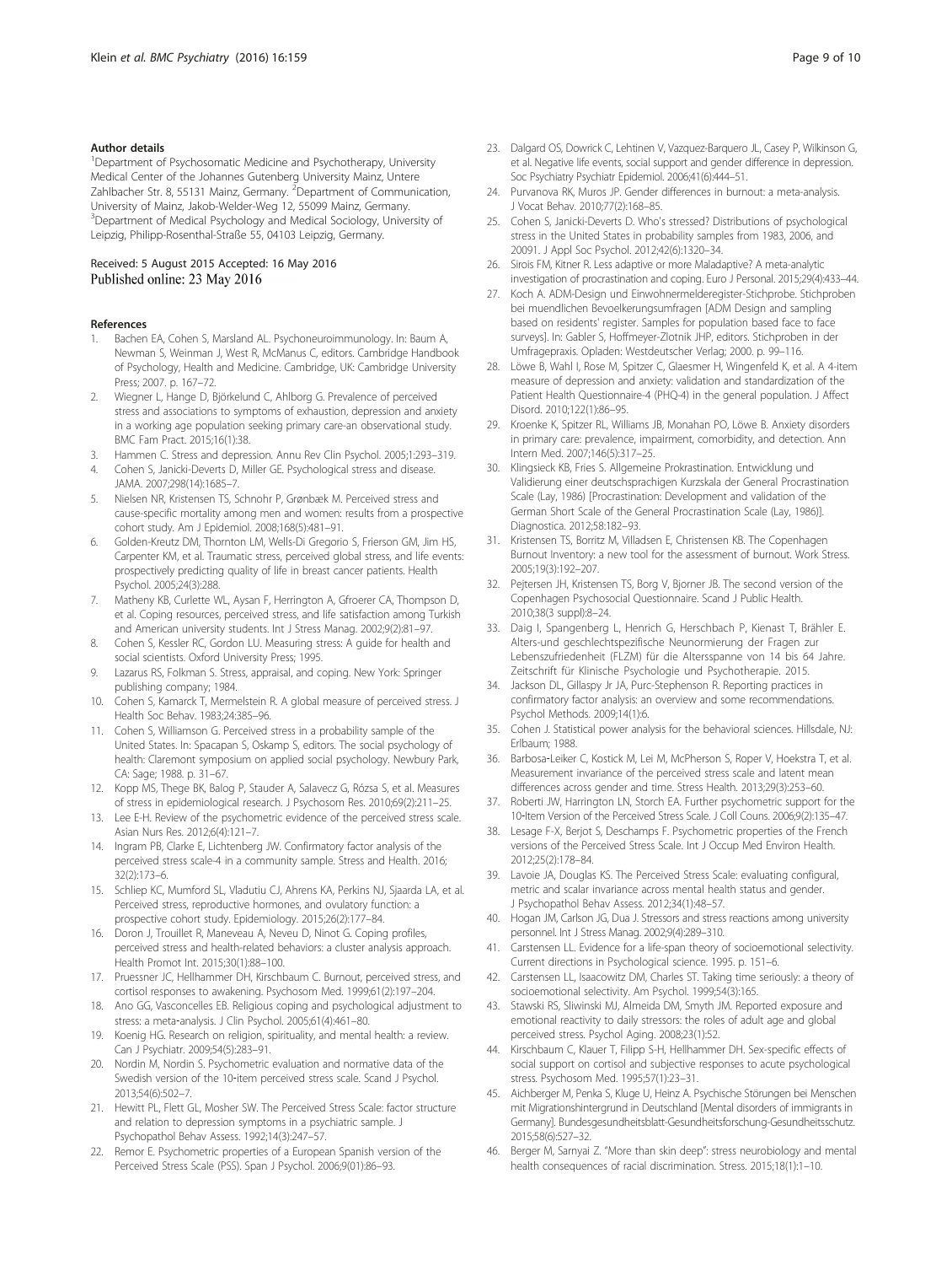#### Author details

[1]Department of Psychosomatic Medicine and Psychotherapy, University Medical Center of the Johannes Gutenberg University Mainz, Untere Zahlbacher Str. 8, 55131 Mainz, Germany. [2]Department of Communication, University of Mainz, Jakob-Welder-Weg 12, 55099 Mainz, Germany. [3]Department of Medical Psychology and Medical Sociology, University of Leipzig, Philipp-Rosenthal-Straße 55, 04103 Leipzig, Germany.

Received: 5 August 2015 Accepted: 16 May 2016
Published online: 23 May 2016

#### References

1. Bachen EA, Cohen S, Marsland AL. Psychoneuroimmunology. In: Baum A, Newman S, Weinman J, West R, McManus C, editors. Cambridge Handbook of Psychology, Health and Medicine. Cambridge, UK: Cambridge University Press; 2007. p. 167–72.
2. Wiegner L, Hange D, Björkelund C, Ahlborg G. Prevalence of perceived stress and associations to symptoms of exhaustion, depression and anxiety in a working age population seeking primary care-an observational study. BMC Fam Pract. 2015;16(1):38.
3. Hammen C. Stress and depression. Annu Rev Clin Psychol. 2005;1:293–319.
4. Cohen S, Janicki-Deverts D, Miller GE. Psychological stress and disease. JAMA. 2007;298(14):1685–7.
5. Nielsen NR, Kristensen TS, Schnohr P, Grønbæk M. Perceived stress and cause-specific mortality among men and women: results from a prospective cohort study. Am J Epidemiol. 2008;168(5):481–91.
6. Golden-Kreutz DM, Thornton LM, Wells-Di Gregorio S, Frierson GM, Jim HS, Carpenter KM, et al. Traumatic stress, perceived global stress, and life events: prospectively predicting quality of life in breast cancer patients. Health Psychol. 2005;24(3):288.
7. Matheny KB, Curlette WL, Aysan F, Herrington A, Gfroerer CA, Thompson D, et al. Coping resources, perceived stress, and life satisfaction among Turkish and American university students. Int J Stress Manag. 2002;9(2):81–97.
8. Cohen S, Kessler RC, Gordon LU. Measuring stress: A guide for health and social scientists. Oxford University Press; 1995.
9. Lazarus RS, Folkman S. Stress, appraisal, and coping. New York: Springer publishing company; 1984.
10. Cohen S, Kamarck T, Mermelstein R. A global measure of perceived stress. J Health Soc Behav. 1983;24:385–96.
11. Cohen S, Williamson G. Perceived stress in a probability sample of the United States. In: Spacapan S, Oskamp S, editors. The social psychology of health: Claremont symposium on applied social psychology. Newbury Park, CA: Sage; 1988. p. 31–67.
12. Kopp MS, Thege BK, Balog P, Stauder A, Salavecz G, Rózsa S, et al. Measures of stress in epidemiological research. J Psychosom Res. 2010;69(2):211–25.
13. Lee E-H. Review of the psychometric evidence of the perceived stress scale. Asian Nurs Res. 2012;6(4):121–7.
14. Ingram PB, Clarke E, Lichtenberg JW. Confirmatory factor analysis of the perceived stress scale-4 in a community sample. Stress and Health. 2016; 32(2):173–6.
15. Schliep KC, Mumford SL, Vladutiu CJ, Ahrens KA, Perkins NJ, Sjaarda LA, et al. Perceived stress, reproductive hormones, and ovulatory function: a prospective cohort study. Epidemiology. 2015;26(2):177–84.
16. Doron J, Trouillet R, Maneveau A, Neveu D, Ninot G. Coping profiles, perceived stress and health-related behaviors: a cluster analysis approach. Health Promot Int. 2015;30(1):88–100.
17. Pruessner JC, Hellhammer DH, Kirschbaum C. Burnout, perceived stress, and cortisol responses to awakening. Psychosom Med. 1999;61(2):197–204.
18. Ano GG, Vasconcelles EB. Religious coping and psychological adjustment to stress: a meta-analysis. J Clin Psychol. 2005;61(4):461–80.
19. Koenig HG. Research on religion, spirituality, and mental health: a review. Can J Psychiatr. 2009;54(5):283–91.
20. Nordin M, Nordin S. Psychometric evaluation and normative data of the Swedish version of the 10-item perceived stress scale. Scand J Psychol. 2013;54(6):502–7.
21. Hewitt PL, Flett GL, Mosher SW. The Perceived Stress Scale: factor structure and relation to depression symptoms in a psychiatric sample. J Psychopathol Behav Assess. 1992;14(3):247–57.
22. Remor E. Psychometric properties of a European Spanish version of the Perceived Stress Scale (PSS). Span J Psychol. 2006;9(01):86–93.
23. Dalgard OS, Dowrick C, Lehtinen V, Vazquez-Barquero JL, Casey P, Wilkinson G, et al. Negative life events, social support and gender difference in depression. Soc Psychiatry Psychiatr Epidemiol. 2006;41(6):444–51.
24. Purvanova RK, Muros JP. Gender differences in burnout: a meta-analysis. J Vocat Behav. 2010;77(2):168–85.
25. Cohen S, Janicki-Deverts D. Who's stressed? Distributions of psychological stress in the United States in probability samples from 1983, 2006, and 20091. J Appl Soc Psychol. 2012;42(6):1320–34.
26. Sirois FM, Kitner R. Less adaptive or more Maladaptive? A meta-analytic investigation of procrastination and coping. Euro J Personal. 2015;29(4):433–44.
27. Koch A. ADM-Design und Einwohnermelderegister-Stichprobe. Stichproben bei muendlichen Bevoelkerungsumfragen [ADM Design and sampling based on residents' register. Samples for population based face to face surveys]. In: Gabler S, Hoffmeyer-Zlotnik JHP, editors. Stichproben in der Umfragepraxis. Opladen: Westdeutscher Verlag; 2000. p. 99–116.
28. Löwe B, Wahl I, Rose M, Spitzer C, Glaesmer H, Wingenfeld K, et al. A 4-item measure of depression and anxiety: validation and standardization of the Patient Health Questionnaire-4 (PHQ-4) in the general population. J Affect Disord. 2010;122(1):86–95.
29. Kroenke K, Spitzer RL, Williams JB, Monahan PO, Löwe B. Anxiety disorders in primary care: prevalence, impairment, comorbidity, and detection. Ann Intern Med. 2007;146(5):317–25.
30. Klingsieck KB, Fries S. Allgemeine Prokrastination. Entwicklung und Validierung einer deutschsprachigen Kurzskala der General Procrastination Scale (Lay, 1986) [Procrastination: Development and validation of the German Short Scale of the General Procrastination Scale (Lay, 1986)]. Diagnostica. 2012;58:182–93.
31. Kristensen TS, Borritz M, Villadsen E, Christensen KB. The Copenhagen Burnout Inventory: a new tool for the assessment of burnout. Work Stress. 2005;19(3):192–207.
32. Pejtersen JH, Kristensen TS, Borg V, Bjorner JB. The second version of the Copenhagen Psychosocial Questionnaire. Scand J Public Health. 2010;38(3 suppl):8–24.
33. Daig I, Spangenberg L, Henrich G, Herschbach P, Kienast T, Brähler E. Alters-und geschlechtsspezifische Neunormierung der Fragen zur Lebenszufriedenheit (FLZM) für die Altersspanne von 14 bis 64 Jahre. Zeitschrift für Klinische Psychologie und Psychotherapie. 2015.
34. Jackson DL, Gillaspy Jr JA, Purc-Stephenson R. Reporting practices in confirmatory factor analysis: an overview and some recommendations. Psychol Methods. 2009;14(1):6.
35. Cohen J. Statistical power analysis for the behavioral sciences. Hillsdale, NJ: Erlbaum; 1988.
36. Barbosa-Leiker C, Kostick M, Lei M, McPherson S, Roper V, Hoekstra T, et al. Measurement invariance of the perceived stress scale and latent mean differences across gender and time. Stress Health. 2013;29(3):253–60.
37. Roberti JW, Harrington LN, Storch EA. Further psychometric support for the 10-Item Version of the Perceived Stress Scale. J Coll Couns. 2006;9(2):135–47.
38. Lesage F-X, Berjot S, Deschamps F. Psychometric properties of the French versions of the Perceived Stress Scale. Int J Occup Med Environ Health. 2012;25(2):178–84.
39. Lavoie JA, Douglas KS. The Perceived Stress Scale: evaluating configural, metric and scalar invariance across mental health status and gender. J Psychopathol Behav Assess. 2012;34(1):48–57.
40. Hogan JM, Carlson JG, Dua J. Stressors and stress reactions among university personnel. Int J Stress Manag. 2002;9(4):289–310.
41. Carstensen LL. Evidence for a life-span theory of socioemotional selectivity. Current directions in Psychological science. 1995. p. 151–6.
42. Carstensen LL, Isaacowitz DM, Charles ST. Taking time seriously: a theory of socioemotional selectivity. Am Psychol. 1999;54(3):165.
43. Stawski RS, Sliwinski MJ, Almeida DM, Smyth JM. Reported exposure and emotional reactivity to daily stressors: the roles of adult age and global perceived stress. Psychol Aging. 2008;23(1):52.
44. Kirschbaum C, Klauer T, Filipp S-H, Hellhammer DH. Sex-specific effects of social support on cortisol and subjective responses to acute psychological stress. Psychosom Med. 1995;57(1):23–31.
45. Aichberger M, Penka S, Kluge U, Heinz A. Psychische Störungen bei Menschen mit Migrationshintergrund in Deutschland [Mental disorders of immigrants in Germany]. Bundesgesundheitsblatt-Gesundheitsforschung-Gesundheitsschutz. 2015;58(6):527–32.
46. Berger M, Sarnyai Z. "More than skin deep": stress neurobiology and mental health consequences of racial discrimination. Stress. 2015;18(1):1–10.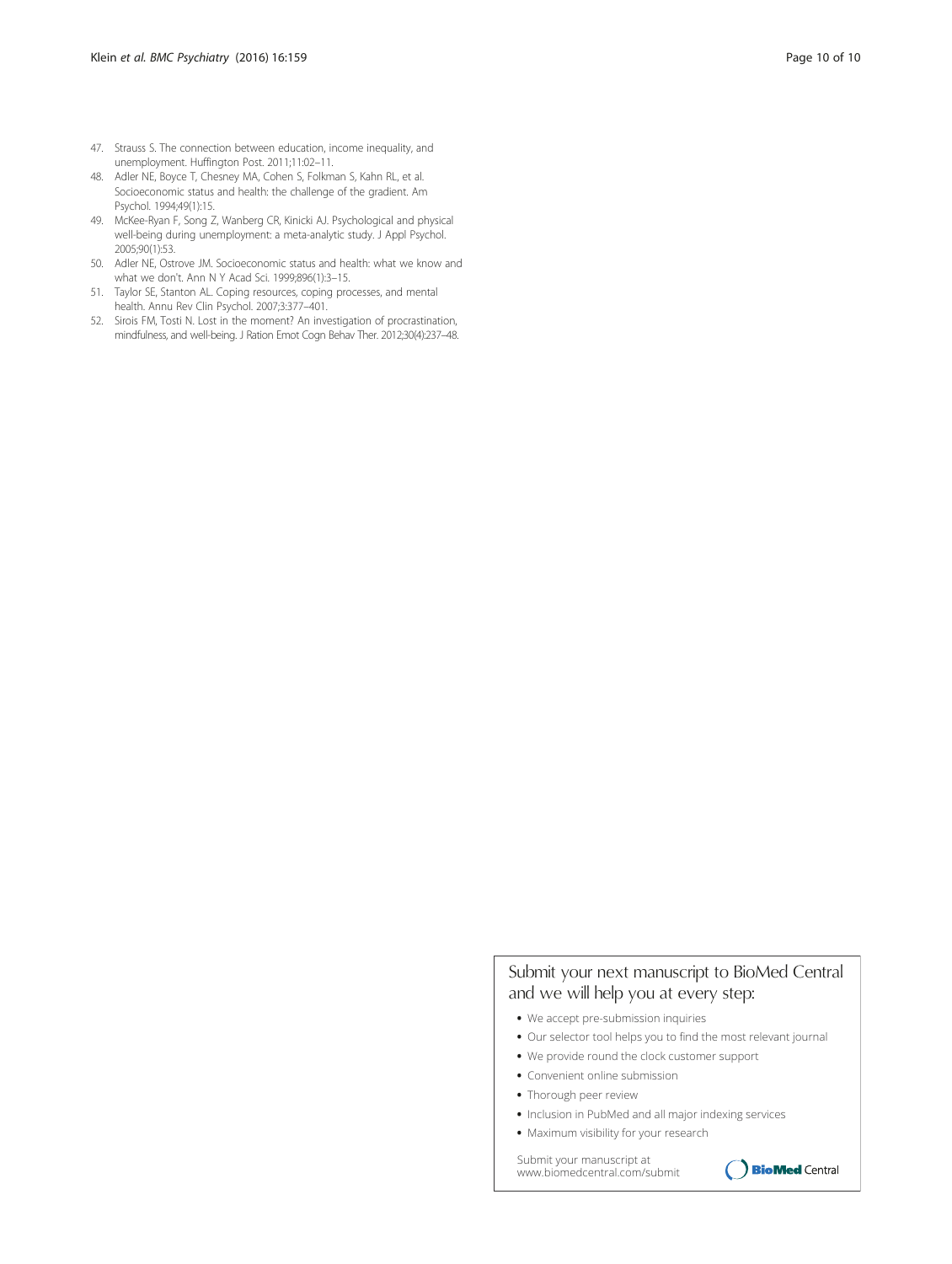47. Strauss S. The connection between education, income inequality, and unemployment. Huffington Post. 2011;11:02–11.
48. Adler NE, Boyce T, Chesney MA, Cohen S, Folkman S, Kahn RL, et al. Socioeconomic status and health: the challenge of the gradient. Am Psychol. 1994;49(1):15.
49. McKee-Ryan F, Song Z, Wanberg CR, Kinicki AJ. Psychological and physical well-being during unemployment: a meta-analytic study. J Appl Psychol. 2005;90(1):53.
50. Adler NE, Ostrove JM. Socioeconomic status and health: what we know and what we don't. Ann N Y Acad Sci. 1999;896(1):3–15.
51. Taylor SE, Stanton AL. Coping resources, coping processes, and mental health. Annu Rev Clin Psychol. 2007;3:377–401.
52. Sirois FM, Tosti N. Lost in the moment? An investigation of procrastination, mindfulness, and well-being. J Ration Emot Cogn Behav Ther. 2012;30(4):237–48.

Submit your next manuscript to BioMed Central and we will help you at every step:

- We accept pre-submission inquiries
- Our selector tool helps you to find the most relevant journal
- We provide round the clock customer support
- Convenient online submission
- Thorough peer review
- Inclusion in PubMed and all major indexing services
- Maximum visibility for your research

Submit your manuscript at www.biomedcentral.com/submit

BioMed Central